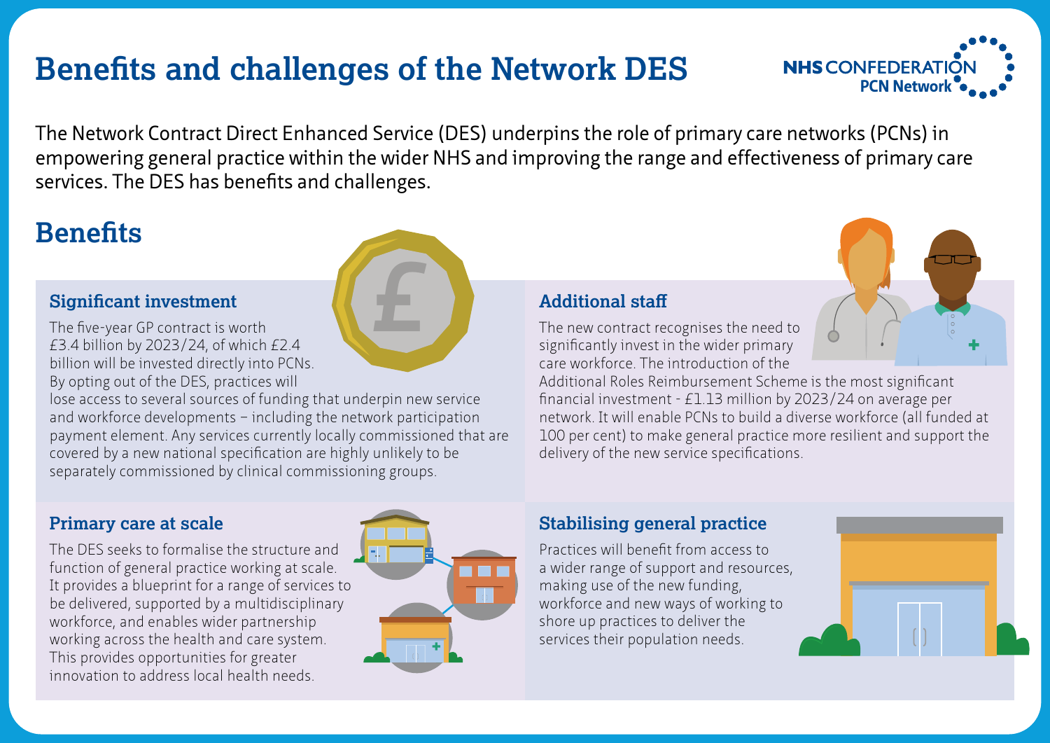# Benefits and challenges of the Network DES

NHS CONFEDERATION
PCN Network

The Network Contract Direct Enhanced Service (DES) underpins the role of primary care networks (PCNs) in empowering general practice within the wider NHS and improving the range and effectiveness of primary care services. The DES has benefits and challenges.

## Benefits

### Significant investment

The five-year GP contract is worth £3.4 billion by 2023/24, of which £2.4 billion will be invested directly into PCNs. By opting out of the DES, practices will lose access to several sources of funding that underpin new service and workforce developments – including the network participation payment element. Any services currently locally commissioned that are covered by a new national specification are highly unlikely to be separately commissioned by clinical commissioning groups.

### Additional staff

The new contract recognises the need to significantly invest in the wider primary care workforce. The introduction of the Additional Roles Reimbursement Scheme is the most significant financial investment - £1.13 million by 2023/24 on average per network. It will enable PCNs to build a diverse workforce (all funded at 100 per cent) to make general practice more resilient and support the delivery of the new service specifications.

### Primary care at scale

The DES seeks to formalise the structure and function of general practice working at scale. It provides a blueprint for a range of services to be delivered, supported by a multidisciplinary workforce, and enables wider partnership working across the health and care system. This provides opportunities for greater innovation to address local health needs.

### Stabilising general practice

Practices will benefit from access to a wider range of support and resources, making use of the new funding, workforce and new ways of working to shore up practices to deliver the services their population needs.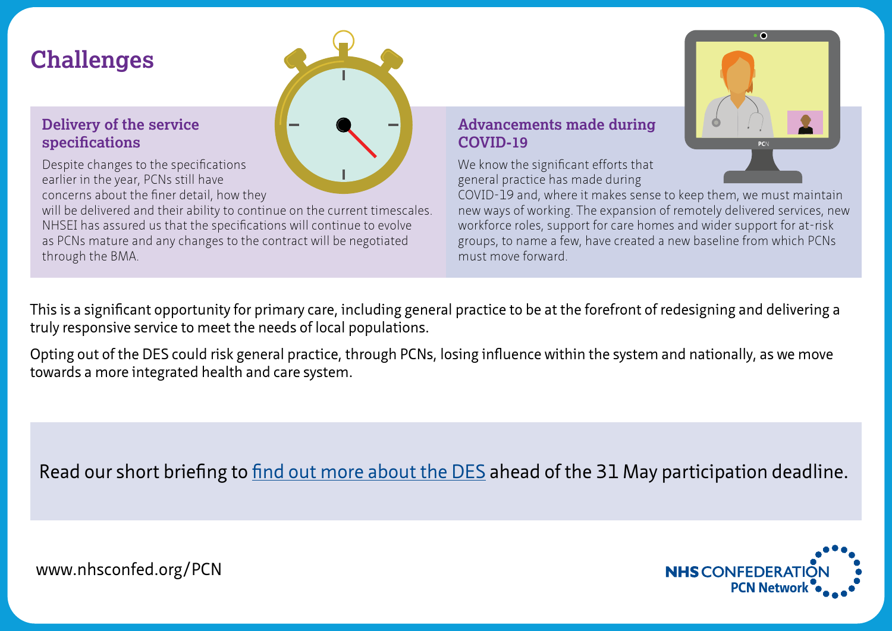# Challenges

## Delivery of the service specifications

Despite changes to the specifications earlier in the year, PCNs still have concerns about the finer detail, how they will be delivered and their ability to continue on the current timescales. NHSEI has assured us that the specifications will continue to evolve as PCNs mature and any changes to the contract will be negotiated through the BMA.

## Advancements made during COVID-19

We know the significant efforts that general practice has made during COVID-19 and, where it makes sense to keep them, we must maintain new ways of working. The expansion of remotely delivered services, new workforce roles, support for care homes and wider support for at-risk groups, to name a few, have created a new baseline from which PCNs must move forward.

This is a significant opportunity for primary care, including general practice to be at the forefront of redesigning and delivering a truly responsive service to meet the needs of local populations.

Opting out of the DES could risk general practice, through PCNs, losing influence within the system and nationally, as we move towards a more integrated health and care system.

Read our short briefing to find out more about the DES ahead of the 31 May participation deadline.

www.nhsconfed.org/PCN

NHS CONFEDERATION PCN Network